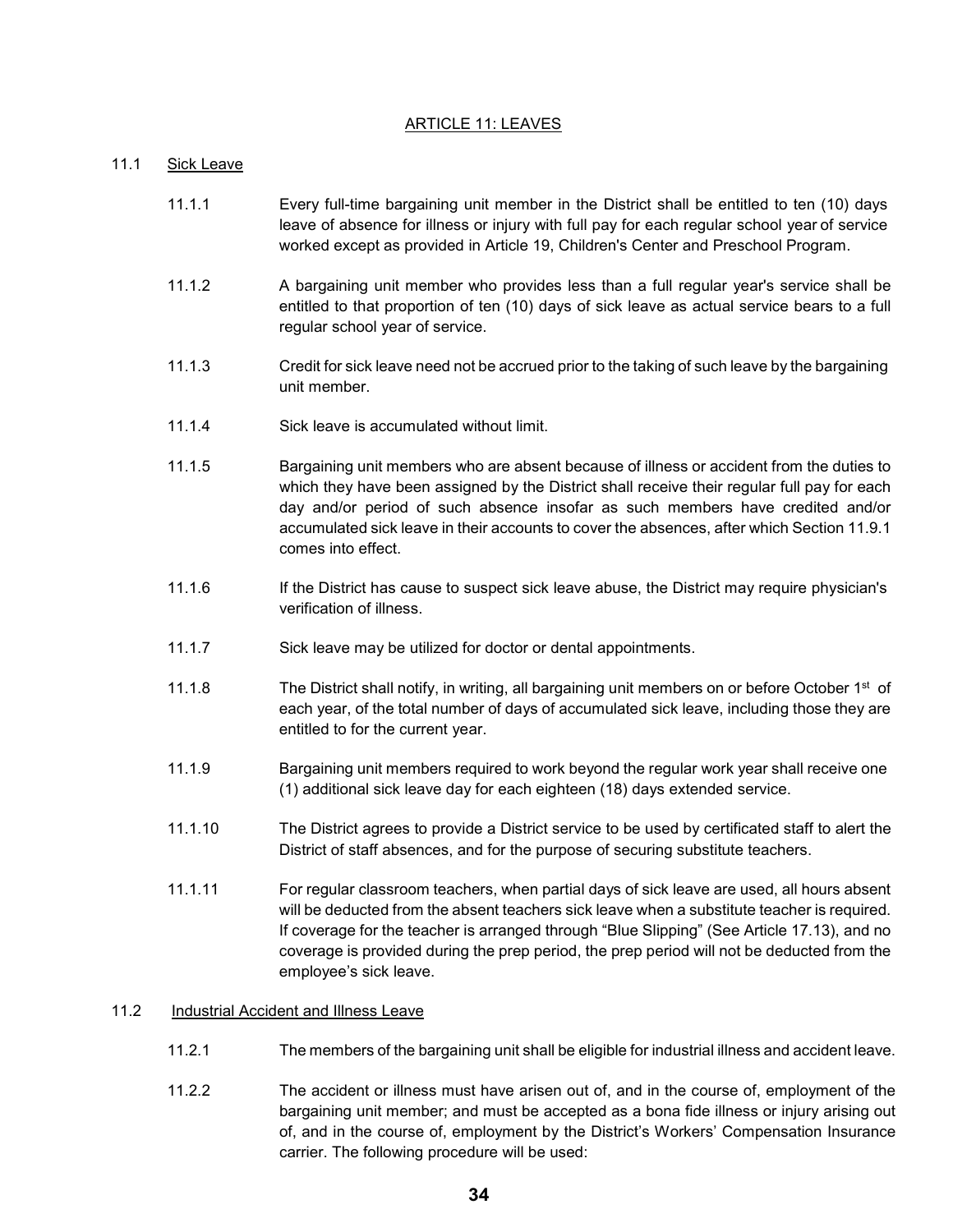# ARTICLE 11: LEAVES

## 11.1 Sick Leave

11.1.1 Every full-time bargaining unit member in the District shall be entitled to ten (10) days leave of absence for illness or injury with full pay for each regular school year of service worked except as provided in Article 19, Children's Center and Preschool Program.

11.1.2 A bargaining unit member who provides less than a full regular year's service shall be entitled to that proportion of ten (10) days of sick leave as actual service bears to a full regular school year of service.

11.1.3 Credit for sick leave need not be accrued prior to the taking of such leave by the bargaining unit member.

11.1.4 Sick leave is accumulated without limit.

11.1.5 Bargaining unit members who are absent because of illness or accident from the duties to which they have been assigned by the District shall receive their regular full pay for each day and/or period of such absence insofar as such members have credited and/or accumulated sick leave in their accounts to cover the absences, after which Section 11.9.1 comes into effect.

11.1.6 If the District has cause to suspect sick leave abuse, the District may require physician's verification of illness.

11.1.7 Sick leave may be utilized for doctor or dental appointments.

11.1.8 The District shall notify, in writing, all bargaining unit members on or before October 1st of each year, of the total number of days of accumulated sick leave, including those they are entitled to for the current year.

11.1.9 Bargaining unit members required to work beyond the regular work year shall receive one (1) additional sick leave day for each eighteen (18) days extended service.

11.1.10 The District agrees to provide a District service to be used by certificated staff to alert the District of staff absences, and for the purpose of securing substitute teachers.

11.1.11 For regular classroom teachers, when partial days of sick leave are used, all hours absent will be deducted from the absent teachers sick leave when a substitute teacher is required. If coverage for the teacher is arranged through "Blue Slipping" (See Article 17.13), and no coverage is provided during the prep period, the prep period will not be deducted from the employee's sick leave.

## 11.2 Industrial Accident and Illness Leave

11.2.1 The members of the bargaining unit shall be eligible for industrial illness and accident leave.

11.2.2 The accident or illness must have arisen out of, and in the course of, employment of the bargaining unit member; and must be accepted as a bona fide illness or injury arising out of, and in the course of, employment by the District's Workers' Compensation Insurance carrier. The following procedure will be used: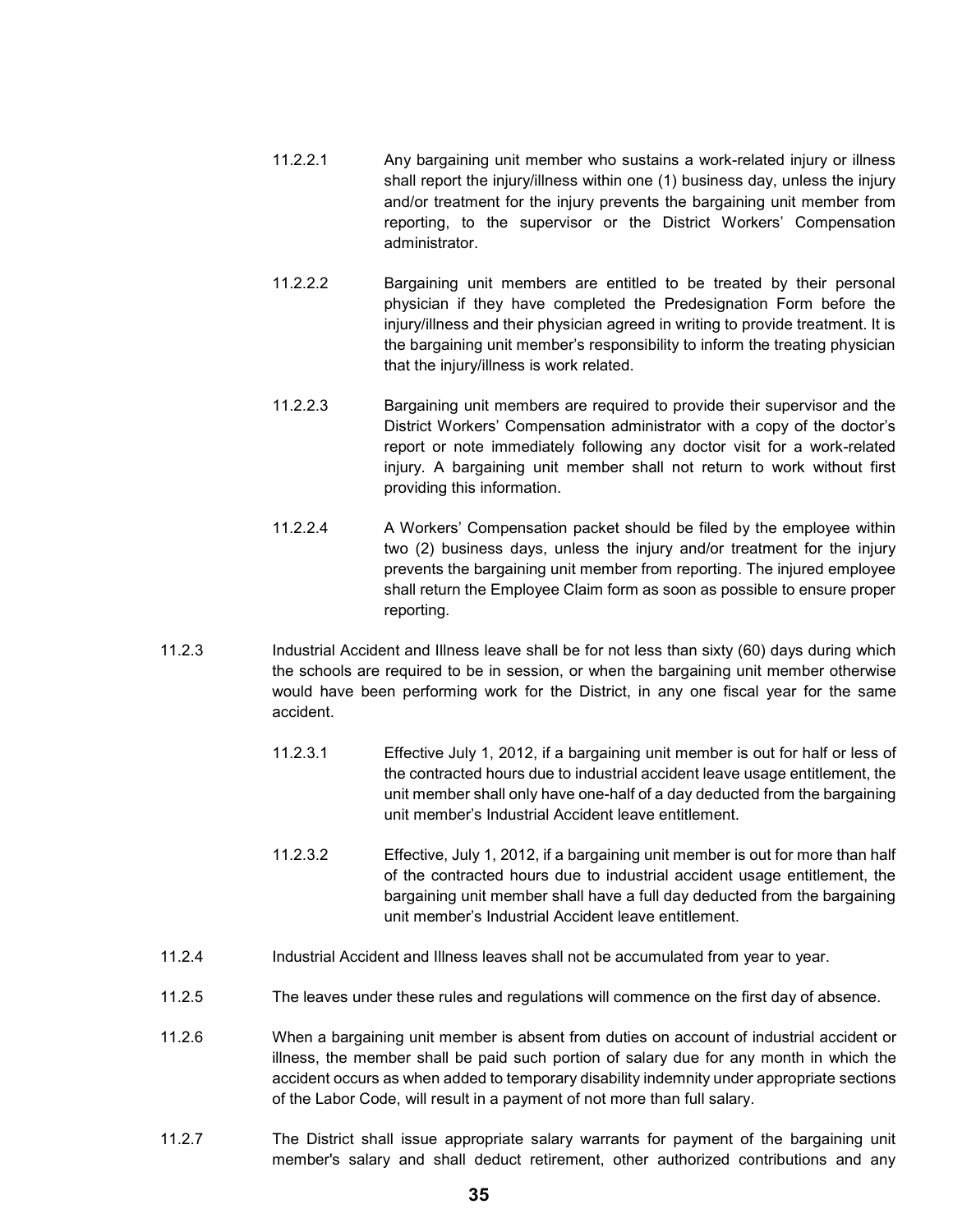11.2.2.1 Any bargaining unit member who sustains a work-related injury or illness shall report the injury/illness within one (1) business day, unless the injury and/or treatment for the injury prevents the bargaining unit member from reporting, to the supervisor or the District Workers' Compensation administrator.

11.2.2.2 Bargaining unit members are entitled to be treated by their personal physician if they have completed the Predesignation Form before the injury/illness and their physician agreed in writing to provide treatment. It is the bargaining unit member's responsibility to inform the treating physician that the injury/illness is work related.

11.2.2.3 Bargaining unit members are required to provide their supervisor and the District Workers' Compensation administrator with a copy of the doctor's report or note immediately following any doctor visit for a work-related injury. A bargaining unit member shall not return to work without first providing this information.

11.2.2.4 A Workers' Compensation packet should be filed by the employee within two (2) business days, unless the injury and/or treatment for the injury prevents the bargaining unit member from reporting. The injured employee shall return the Employee Claim form as soon as possible to ensure proper reporting.

11.2.3 Industrial Accident and Illness leave shall be for not less than sixty (60) days during which the schools are required to be in session, or when the bargaining unit member otherwise would have been performing work for the District, in any one fiscal year for the same accident.

11.2.3.1 Effective July 1, 2012, if a bargaining unit member is out for half or less of the contracted hours due to industrial accident leave usage entitlement, the unit member shall only have one-half of a day deducted from the bargaining unit member's Industrial Accident leave entitlement.

11.2.3.2 Effective, July 1, 2012, if a bargaining unit member is out for more than half of the contracted hours due to industrial accident usage entitlement, the bargaining unit member shall have a full day deducted from the bargaining unit member's Industrial Accident leave entitlement.

11.2.4 Industrial Accident and Illness leaves shall not be accumulated from year to year.

11.2.5 The leaves under these rules and regulations will commence on the first day of absence.

11.2.6 When a bargaining unit member is absent from duties on account of industrial accident or illness, the member shall be paid such portion of salary due for any month in which the accident occurs as when added to temporary disability indemnity under appropriate sections of the Labor Code, will result in a payment of not more than full salary.

11.2.7 The District shall issue appropriate salary warrants for payment of the bargaining unit member's salary and shall deduct retirement, other authorized contributions and any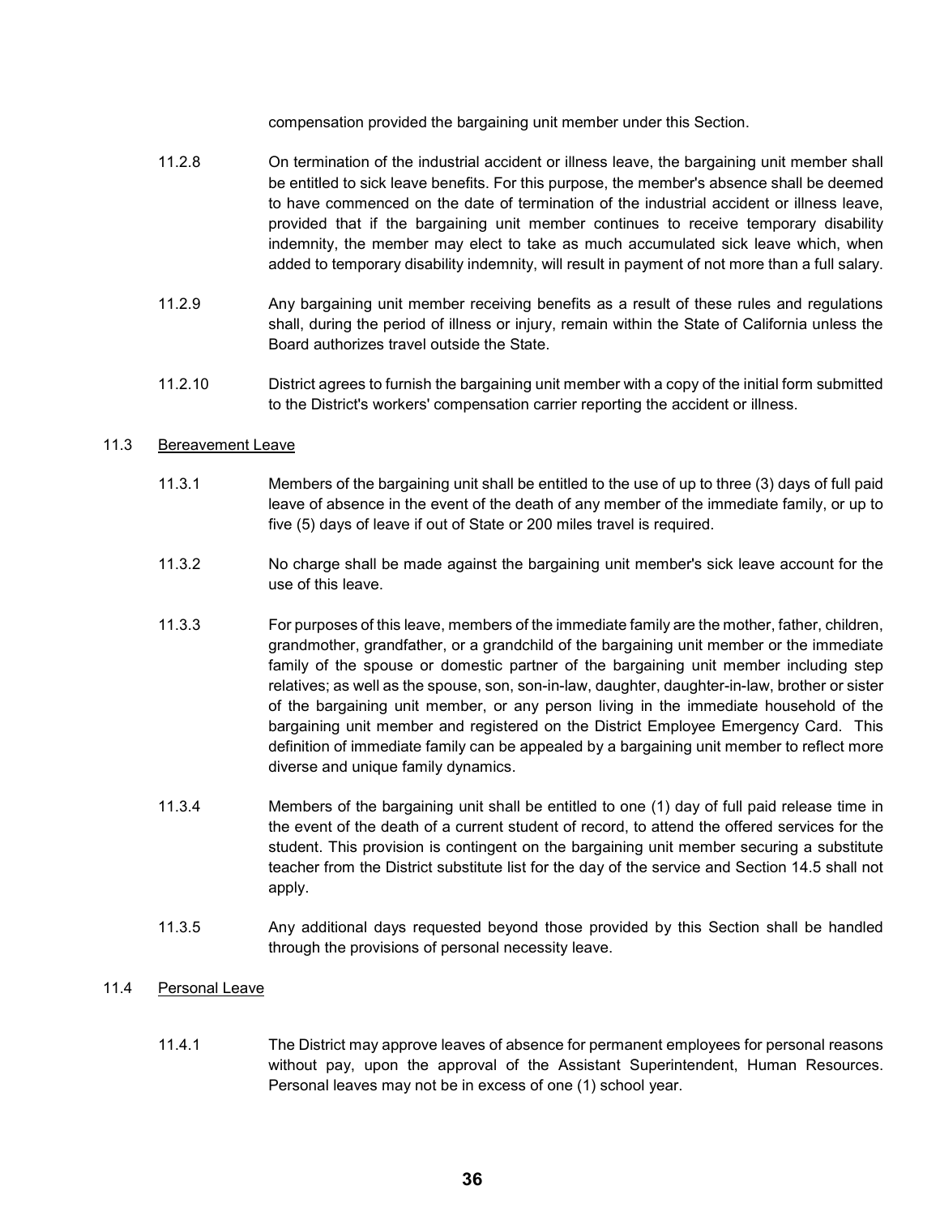compensation provided the bargaining unit member under this Section.

11.2.8 On termination of the industrial accident or illness leave, the bargaining unit member shall be entitled to sick leave benefits. For this purpose, the member's absence shall be deemed to have commenced on the date of termination of the industrial accident or illness leave, provided that if the bargaining unit member continues to receive temporary disability indemnity, the member may elect to take as much accumulated sick leave which, when added to temporary disability indemnity, will result in payment of not more than a full salary.

11.2.9 Any bargaining unit member receiving benefits as a result of these rules and regulations shall, during the period of illness or injury, remain within the State of California unless the Board authorizes travel outside the State.

11.2.10 District agrees to furnish the bargaining unit member with a copy of the initial form submitted to the District's workers' compensation carrier reporting the accident or illness.

11.3 <u>Bereavement Leave</u>

11.3.1 Members of the bargaining unit shall be entitled to the use of up to three (3) days of full paid leave of absence in the event of the death of any member of the immediate family, or up to five (5) days of leave if out of State or 200 miles travel is required.

11.3.2 No charge shall be made against the bargaining unit member's sick leave account for the use of this leave.

11.3.3 For purposes of this leave, members of the immediate family are the mother, father, children, grandmother, grandfather, or a grandchild of the bargaining unit member or the immediate family of the spouse or domestic partner of the bargaining unit member including step relatives; as well as the spouse, son, son-in-law, daughter, daughter-in-law, brother or sister of the bargaining unit member, or any person living in the immediate household of the bargaining unit member and registered on the District Employee Emergency Card. This definition of immediate family can be appealed by a bargaining unit member to reflect more diverse and unique family dynamics.

11.3.4 Members of the bargaining unit shall be entitled to one (1) day of full paid release time in the event of the death of a current student of record, to attend the offered services for the student. This provision is contingent on the bargaining unit member securing a substitute teacher from the District substitute list for the day of the service and Section 14.5 shall not apply.

11.3.5 Any additional days requested beyond those provided by this Section shall be handled through the provisions of personal necessity leave.

11.4 <u>Personal Leave</u>

11.4.1 The District may approve leaves of absence for permanent employees for personal reasons without pay, upon the approval of the Assistant Superintendent, Human Resources. Personal leaves may not be in excess of one (1) school year.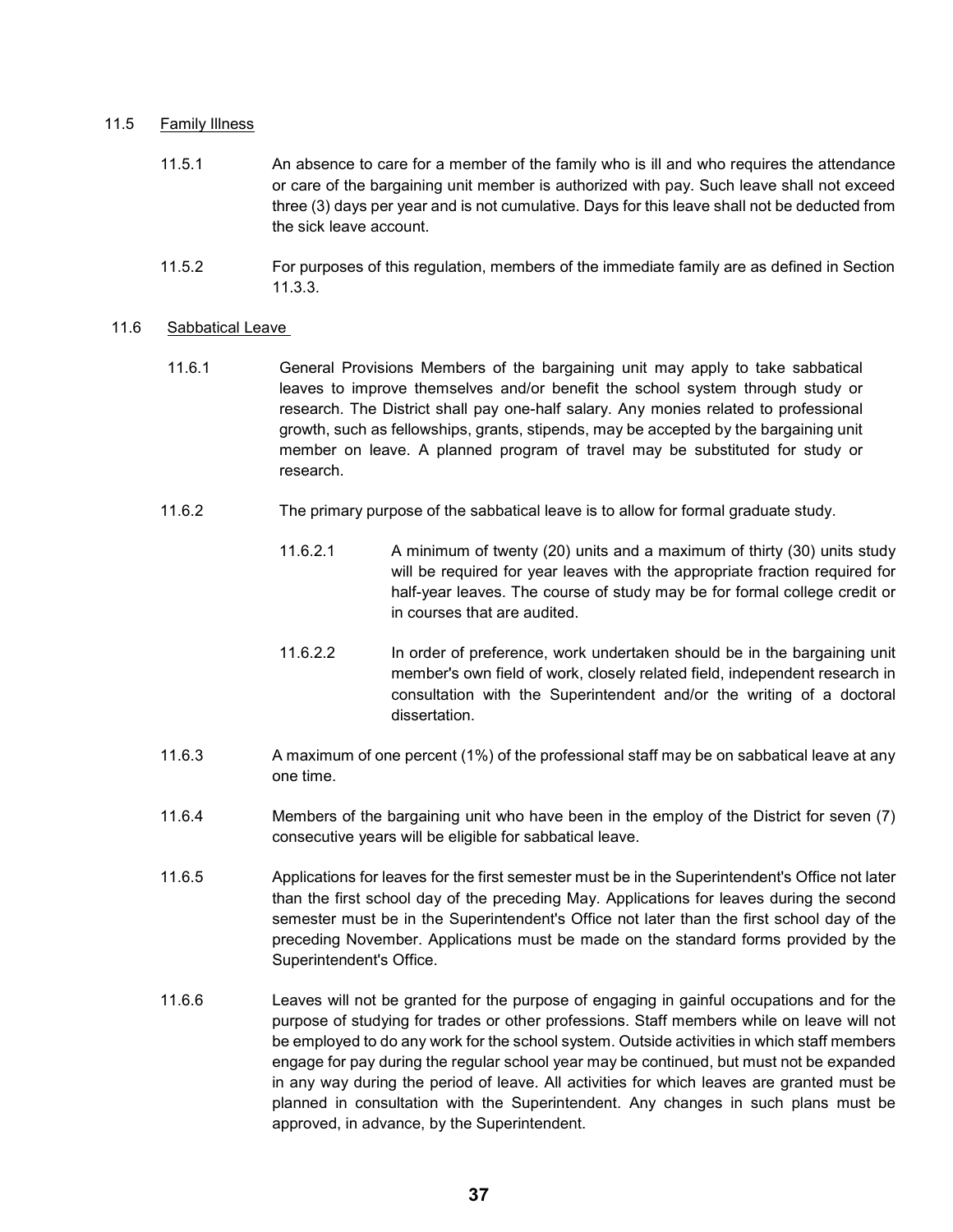### 11.5 Family Illness

11.5.1 An absence to care for a member of the family who is ill and who requires the attendance or care of the bargaining unit member is authorized with pay. Such leave shall not exceed three (3) days per year and is not cumulative. Days for this leave shall not be deducted from the sick leave account.

11.5.2 For purposes of this regulation, members of the immediate family are as defined in Section 11.3.3.

### 11.6 Sabbatical Leave

11.6.1 General Provisions Members of the bargaining unit may apply to take sabbatical leaves to improve themselves and/or benefit the school system through study or research. The District shall pay one-half salary. Any monies related to professional growth, such as fellowships, grants, stipends, may be accepted by the bargaining unit member on leave. A planned program of travel may be substituted for study or research.

11.6.2 The primary purpose of the sabbatical leave is to allow for formal graduate study.

11.6.2.1 A minimum of twenty (20) units and a maximum of thirty (30) units study will be required for year leaves with the appropriate fraction required for half-year leaves. The course of study may be for formal college credit or in courses that are audited.

11.6.2.2 In order of preference, work undertaken should be in the bargaining unit member's own field of work, closely related field, independent research in consultation with the Superintendent and/or the writing of a doctoral dissertation.

11.6.3 A maximum of one percent (1%) of the professional staff may be on sabbatical leave at any one time.

11.6.4 Members of the bargaining unit who have been in the employ of the District for seven (7) consecutive years will be eligible for sabbatical leave.

11.6.5 Applications for leaves for the first semester must be in the Superintendent's Office not later than the first school day of the preceding May. Applications for leaves during the second semester must be in the Superintendent's Office not later than the first school day of the preceding November. Applications must be made on the standard forms provided by the Superintendent's Office.

11.6.6 Leaves will not be granted for the purpose of engaging in gainful occupations and for the purpose of studying for trades or other professions. Staff members while on leave will not be employed to do any work for the school system. Outside activities in which staff members engage for pay during the regular school year may be continued, but must not be expanded in any way during the period of leave. All activities for which leaves are granted must be planned in consultation with the Superintendent. Any changes in such plans must be approved, in advance, by the Superintendent.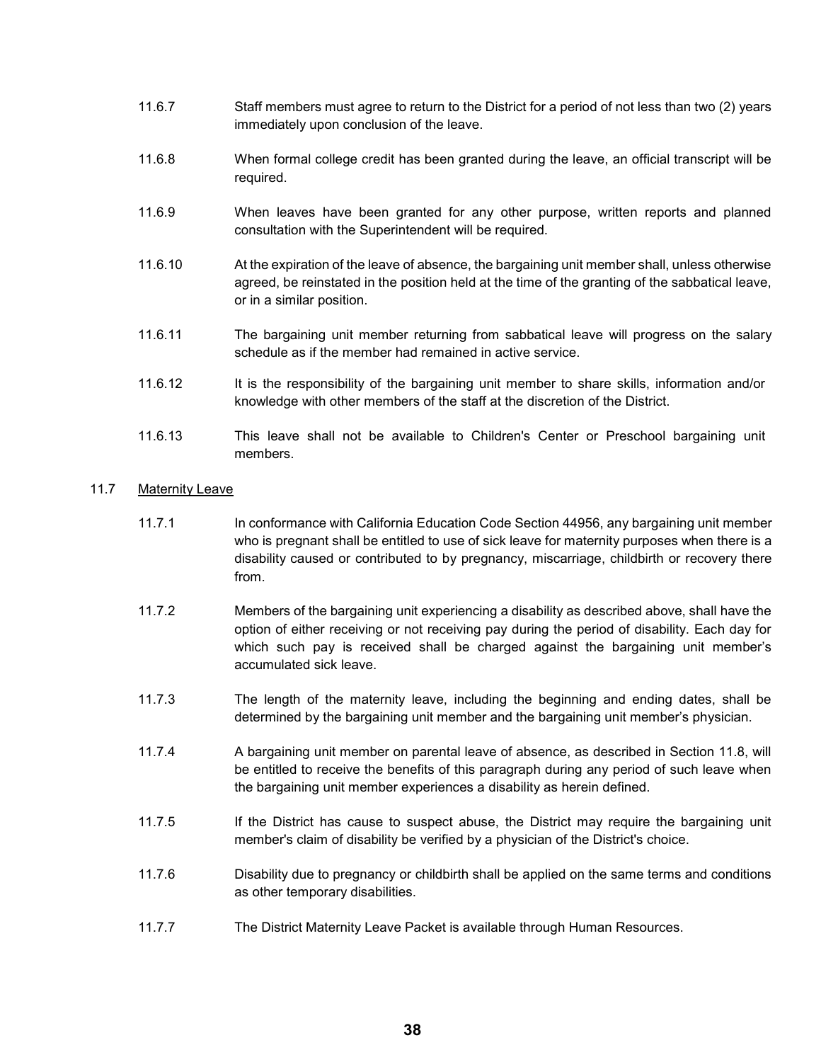11.6.7 Staff members must agree to return to the District for a period of not less than two (2) years immediately upon conclusion of the leave.

11.6.8 When formal college credit has been granted during the leave, an official transcript will be required.

11.6.9 When leaves have been granted for any other purpose, written reports and planned consultation with the Superintendent will be required.

11.6.10 At the expiration of the leave of absence, the bargaining unit member shall, unless otherwise agreed, be reinstated in the position held at the time of the granting of the sabbatical leave, or in a similar position.

11.6.11 The bargaining unit member returning from sabbatical leave will progress on the salary schedule as if the member had remained in active service.

11.6.12 It is the responsibility of the bargaining unit member to share skills, information and/or knowledge with other members of the staff at the discretion of the District.

11.6.13 This leave shall not be available to Children's Center or Preschool bargaining unit members.

## 11.7 Maternity Leave

11.7.1 In conformance with California Education Code Section 44956, any bargaining unit member who is pregnant shall be entitled to use of sick leave for maternity purposes when there is a disability caused or contributed to by pregnancy, miscarriage, childbirth or recovery there from.

11.7.2 Members of the bargaining unit experiencing a disability as described above, shall have the option of either receiving or not receiving pay during the period of disability. Each day for which such pay is received shall be charged against the bargaining unit member's accumulated sick leave.

11.7.3 The length of the maternity leave, including the beginning and ending dates, shall be determined by the bargaining unit member and the bargaining unit member's physician.

11.7.4 A bargaining unit member on parental leave of absence, as described in Section 11.8, will be entitled to receive the benefits of this paragraph during any period of such leave when the bargaining unit member experiences a disability as herein defined.

11.7.5 If the District has cause to suspect abuse, the District may require the bargaining unit member's claim of disability be verified by a physician of the District's choice.

11.7.6 Disability due to pregnancy or childbirth shall be applied on the same terms and conditions as other temporary disabilities.

11.7.7 The District Maternity Leave Packet is available through Human Resources.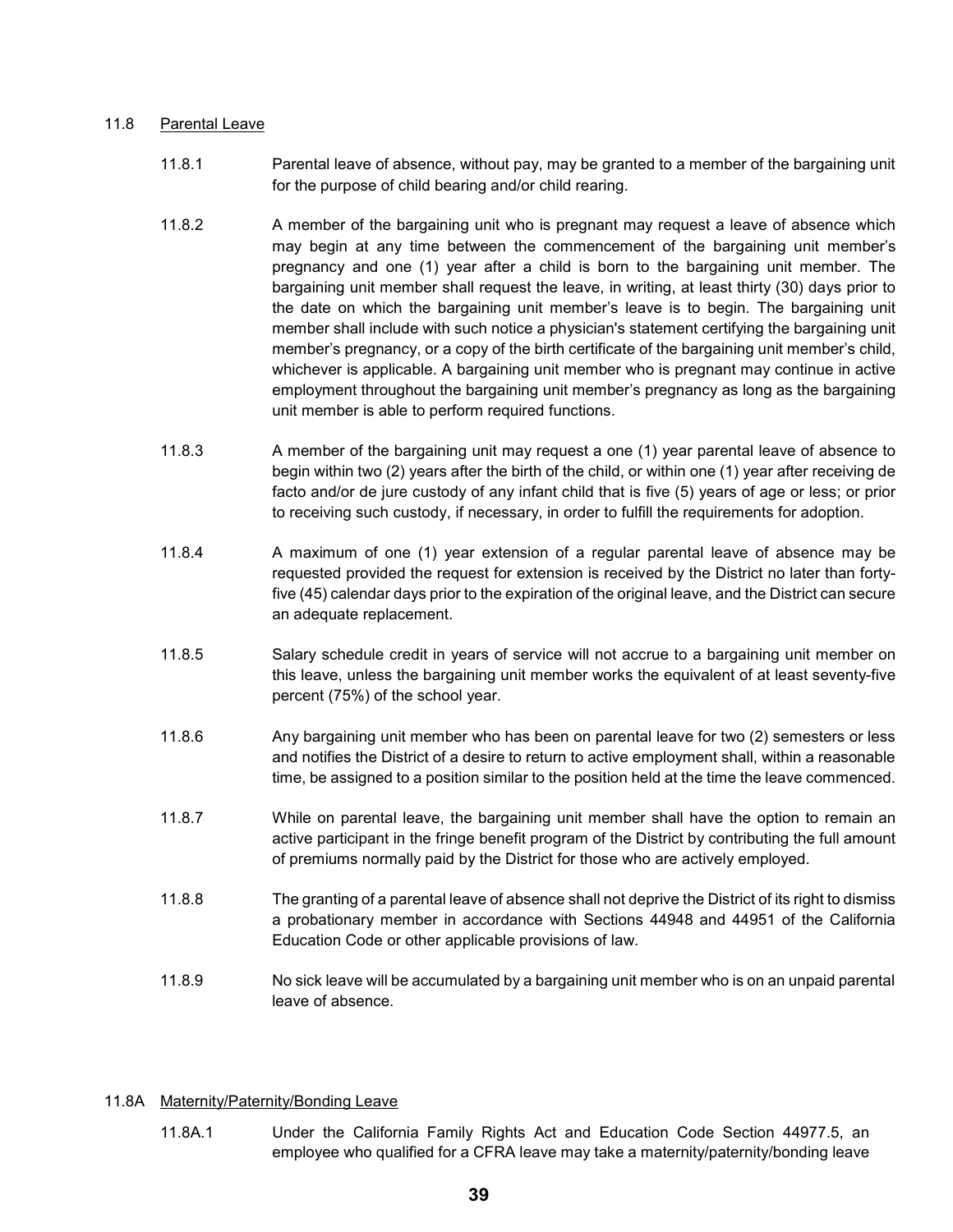## 11.8 Parental Leave

11.8.1 Parental leave of absence, without pay, may be granted to a member of the bargaining unit for the purpose of child bearing and/or child rearing.

11.8.2 A member of the bargaining unit who is pregnant may request a leave of absence which may begin at any time between the commencement of the bargaining unit member's pregnancy and one (1) year after a child is born to the bargaining unit member. The bargaining unit member shall request the leave, in writing, at least thirty (30) days prior to the date on which the bargaining unit member's leave is to begin. The bargaining unit member shall include with such notice a physician's statement certifying the bargaining unit member's pregnancy, or a copy of the birth certificate of the bargaining unit member's child, whichever is applicable. A bargaining unit member who is pregnant may continue in active employment throughout the bargaining unit member's pregnancy as long as the bargaining unit member is able to perform required functions.

11.8.3 A member of the bargaining unit may request a one (1) year parental leave of absence to begin within two (2) years after the birth of the child, or within one (1) year after receiving de facto and/or de jure custody of any infant child that is five (5) years of age or less; or prior to receiving such custody, if necessary, in order to fulfill the requirements for adoption.

11.8.4 A maximum of one (1) year extension of a regular parental leave of absence may be requested provided the request for extension is received by the District no later than forty-five (45) calendar days prior to the expiration of the original leave, and the District can secure an adequate replacement.

11.8.5 Salary schedule credit in years of service will not accrue to a bargaining unit member on this leave, unless the bargaining unit member works the equivalent of at least seventy-five percent (75%) of the school year.

11.8.6 Any bargaining unit member who has been on parental leave for two (2) semesters or less and notifies the District of a desire to return to active employment shall, within a reasonable time, be assigned to a position similar to the position held at the time the leave commenced.

11.8.7 While on parental leave, the bargaining unit member shall have the option to remain an active participant in the fringe benefit program of the District by contributing the full amount of premiums normally paid by the District for those who are actively employed.

11.8.8 The granting of a parental leave of absence shall not deprive the District of its right to dismiss a probationary member in accordance with Sections 44948 and 44951 of the California Education Code or other applicable provisions of law.

11.8.9 No sick leave will be accumulated by a bargaining unit member who is on an unpaid parental leave of absence.

## 11.8A Maternity/Paternity/Bonding Leave

11.8A.1 Under the California Family Rights Act and Education Code Section 44977.5, an employee who qualified for a CFRA leave may take a maternity/paternity/bonding leave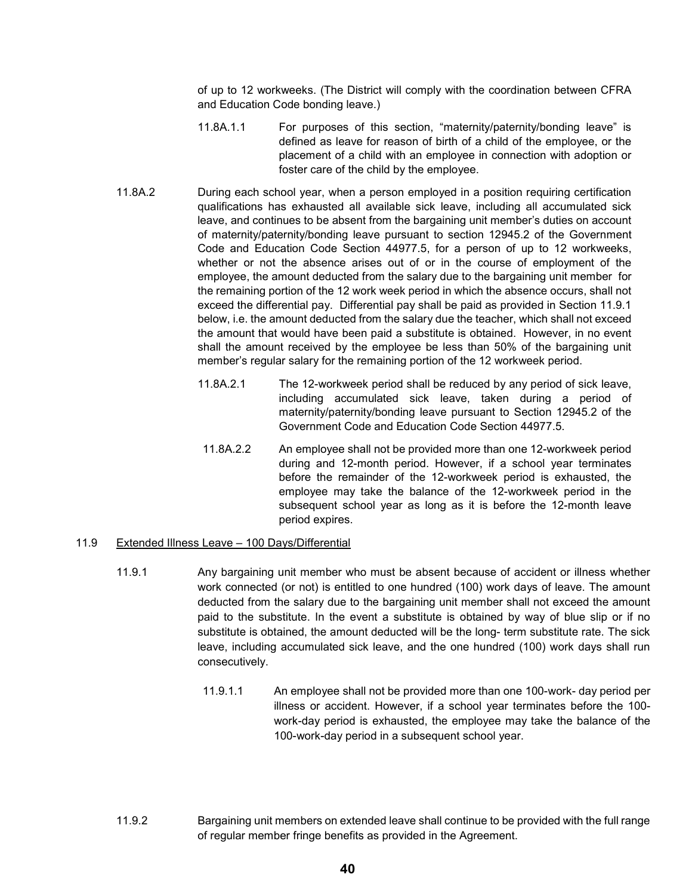of up to 12 workweeks. (The District will comply with the coordination between CFRA and Education Code bonding leave.)

11.8A.1.1 For purposes of this section, "maternity/paternity/bonding leave" is defined as leave for reason of birth of a child of the employee, or the placement of a child with an employee in connection with adoption or foster care of the child by the employee.

11.8A.2 During each school year, when a person employed in a position requiring certification qualifications has exhausted all available sick leave, including all accumulated sick leave, and continues to be absent from the bargaining unit member's duties on account of maternity/paternity/bonding leave pursuant to section 12945.2 of the Government Code and Education Code Section 44977.5, for a person of up to 12 workweeks, whether or not the absence arises out of or in the course of employment of the employee, the amount deducted from the salary due to the bargaining unit member for the remaining portion of the 12 work week period in which the absence occurs, shall not exceed the differential pay. Differential pay shall be paid as provided in Section 11.9.1 below, i.e. the amount deducted from the salary due the teacher, which shall not exceed the amount that would have been paid a substitute is obtained. However, in no event shall the amount received by the employee be less than 50% of the bargaining unit member's regular salary for the remaining portion of the 12 workweek period.

11.8A.2.1 The 12-workweek period shall be reduced by any period of sick leave, including accumulated sick leave, taken during a period of maternity/paternity/bonding leave pursuant to Section 12945.2 of the Government Code and Education Code Section 44977.5.

11.8A.2.2 An employee shall not be provided more than one 12-workweek period during and 12-month period. However, if a school year terminates before the remainder of the 12-workweek period is exhausted, the employee may take the balance of the 12-workweek period in the subsequent school year as long as it is before the 12-month leave period expires.

## 11.9 Extended Illness Leave – 100 Days/Differential

11.9.1 Any bargaining unit member who must be absent because of accident or illness whether work connected (or not) is entitled to one hundred (100) work days of leave. The amount deducted from the salary due to the bargaining unit member shall not exceed the amount paid to the substitute. In the event a substitute is obtained by way of blue slip or if no substitute is obtained, the amount deducted will be the long- term substitute rate. The sick leave, including accumulated sick leave, and the one hundred (100) work days shall run consecutively.

11.9.1.1 An employee shall not be provided more than one 100-work- day period per illness or accident. However, if a school year terminates before the 100-work-day period is exhausted, the employee may take the balance of the 100-work-day period in a subsequent school year.

11.9.2 Bargaining unit members on extended leave shall continue to be provided with the full range of regular member fringe benefits as provided in the Agreement.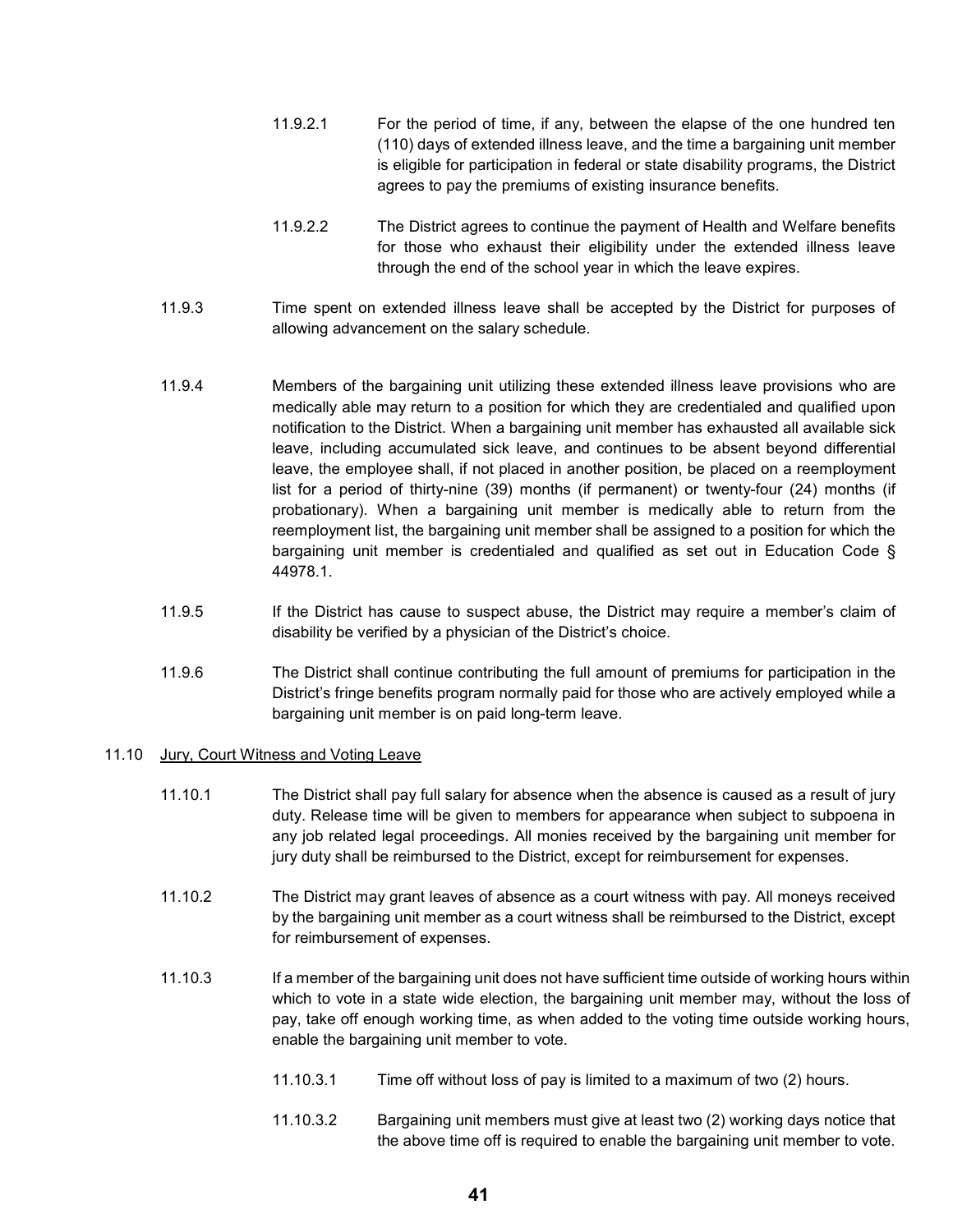11.9.2.1 For the period of time, if any, between the elapse of the one hundred ten (110) days of extended illness leave, and the time a bargaining unit member is eligible for participation in federal or state disability programs, the District agrees to pay the premiums of existing insurance benefits.

11.9.2.2 The District agrees to continue the payment of Health and Welfare benefits for those who exhaust their eligibility under the extended illness leave through the end of the school year in which the leave expires.

11.9.3 Time spent on extended illness leave shall be accepted by the District for purposes of allowing advancement on the salary schedule.

11.9.4 Members of the bargaining unit utilizing these extended illness leave provisions who are medically able may return to a position for which they are credentialed and qualified upon notification to the District. When a bargaining unit member has exhausted all available sick leave, including accumulated sick leave, and continues to be absent beyond differential leave, the employee shall, if not placed in another position, be placed on a reemployment list for a period of thirty-nine (39) months (if permanent) or twenty-four (24) months (if probationary). When a bargaining unit member is medically able to return from the reemployment list, the bargaining unit member shall be assigned to a position for which the bargaining unit member is credentialed and qualified as set out in Education Code § 44978.1.

11.9.5 If the District has cause to suspect abuse, the District may require a member's claim of disability be verified by a physician of the District's choice.

11.9.6 The District shall continue contributing the full amount of premiums for participation in the District's fringe benefits program normally paid for those who are actively employed while a bargaining unit member is on paid long-term leave.

11.10 Jury, Court Witness and Voting Leave

11.10.1 The District shall pay full salary for absence when the absence is caused as a result of jury duty. Release time will be given to members for appearance when subject to subpoena in any job related legal proceedings. All monies received by the bargaining unit member for jury duty shall be reimbursed to the District, except for reimbursement for expenses.

11.10.2 The District may grant leaves of absence as a court witness with pay. All moneys received by the bargaining unit member as a court witness shall be reimbursed to the District, except for reimbursement of expenses.

11.10.3 If a member of the bargaining unit does not have sufficient time outside of working hours within which to vote in a state wide election, the bargaining unit member may, without the loss of pay, take off enough working time, as when added to the voting time outside working hours, enable the bargaining unit member to vote.

11.10.3.1 Time off without loss of pay is limited to a maximum of two (2) hours.

11.10.3.2 Bargaining unit members must give at least two (2) working days notice that the above time off is required to enable the bargaining unit member to vote.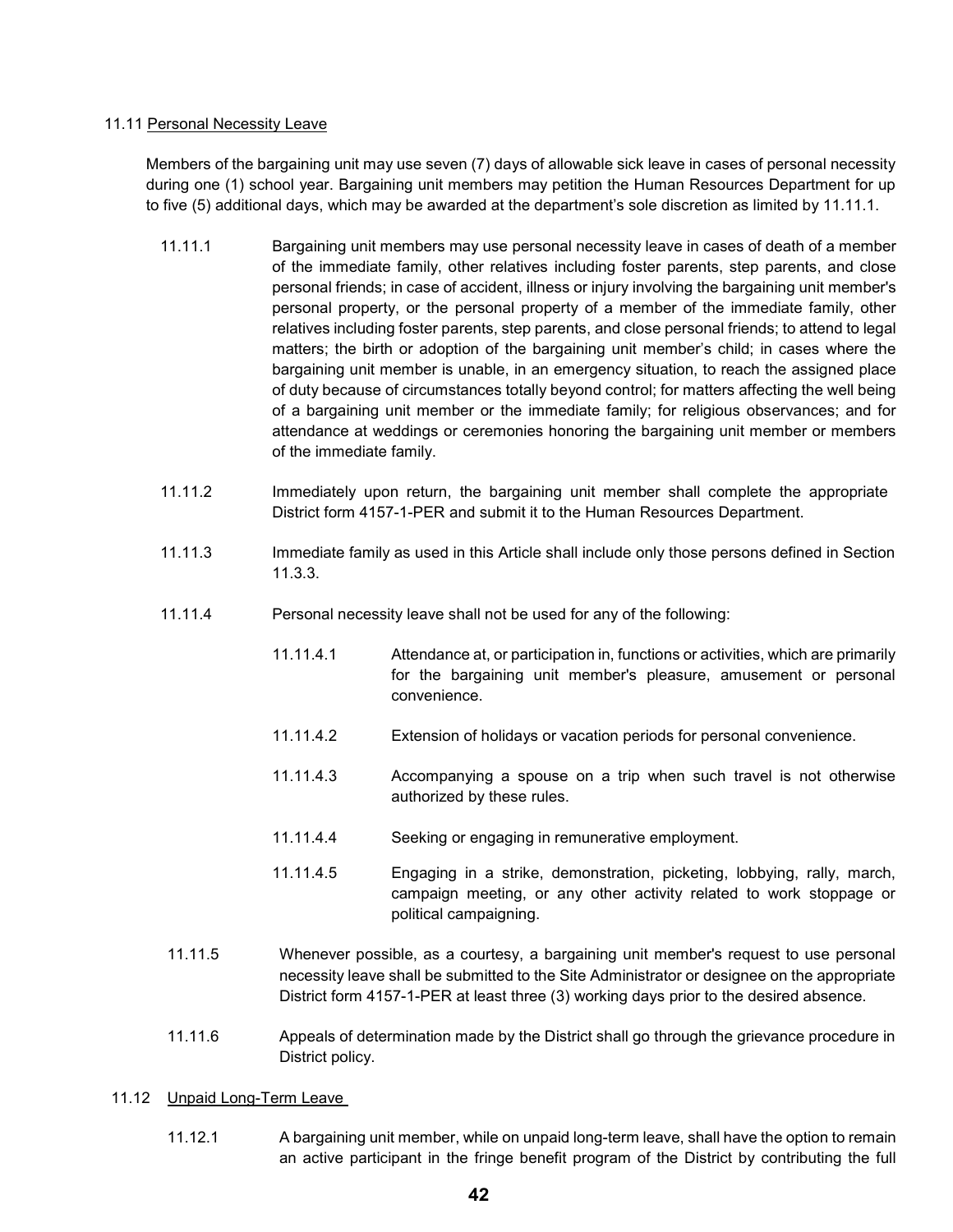## 11.11 Personal Necessity Leave

Members of the bargaining unit may use seven (7) days of allowable sick leave in cases of personal necessity during one (1) school year. Bargaining unit members may petition the Human Resources Department for up to five (5) additional days, which may be awarded at the department's sole discretion as limited by 11.11.1.

11.11.1 Bargaining unit members may use personal necessity leave in cases of death of a member of the immediate family, other relatives including foster parents, step parents, and close personal friends; in case of accident, illness or injury involving the bargaining unit member's personal property, or the personal property of a member of the immediate family, other relatives including foster parents, step parents, and close personal friends; to attend to legal matters; the birth or adoption of the bargaining unit member's child; in cases where the bargaining unit member is unable, in an emergency situation, to reach the assigned place of duty because of circumstances totally beyond control; for matters affecting the well being of a bargaining unit member or the immediate family; for religious observances; and for attendance at weddings or ceremonies honoring the bargaining unit member or members of the immediate family.

11.11.2 Immediately upon return, the bargaining unit member shall complete the appropriate District form 4157-1-PER and submit it to the Human Resources Department.

11.11.3 Immediate family as used in this Article shall include only those persons defined in Section 11.3.3.

11.11.4 Personal necessity leave shall not be used for any of the following:

- 11.11.4.1 Attendance at, or participation in, functions or activities, which are primarily for the bargaining unit member's pleasure, amusement or personal convenience.
- 11.11.4.2 Extension of holidays or vacation periods for personal convenience.
- 11.11.4.3 Accompanying a spouse on a trip when such travel is not otherwise authorized by these rules.
- 11.11.4.4 Seeking or engaging in remunerative employment.
- 11.11.4.5 Engaging in a strike, demonstration, picketing, lobbying, rally, march, campaign meeting, or any other activity related to work stoppage or political campaigning.

11.11.5 Whenever possible, as a courtesy, a bargaining unit member's request to use personal necessity leave shall be submitted to the Site Administrator or designee on the appropriate District form 4157-1-PER at least three (3) working days prior to the desired absence.

11.11.6 Appeals of determination made by the District shall go through the grievance procedure in District policy.

## 11.12 Unpaid Long-Term Leave

11.12.1 A bargaining unit member, while on unpaid long-term leave, shall have the option to remain an active participant in the fringe benefit program of the District by contributing the full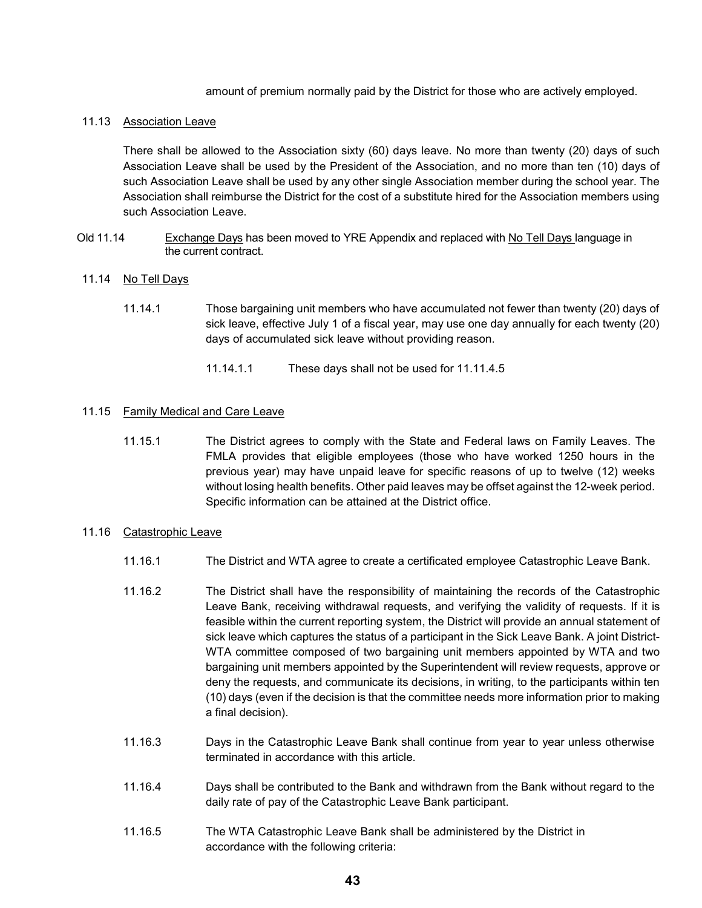amount of premium normally paid by the District for those who are actively employed.

11.13 Association Leave

There shall be allowed to the Association sixty (60) days leave. No more than twenty (20) days of such Association Leave shall be used by the President of the Association, and no more than ten (10) days of such Association Leave shall be used by any other single Association member during the school year. The Association shall reimburse the District for the cost of a substitute hired for the Association members using such Association Leave.

Old 11.14 Exchange Days has been moved to YRE Appendix and replaced with No Tell Days language in the current contract.

11.14 No Tell Days

11.14.1 Those bargaining unit members who have accumulated not fewer than twenty (20) days of sick leave, effective July 1 of a fiscal year, may use one day annually for each twenty (20) days of accumulated sick leave without providing reason.

11.14.1.1 These days shall not be used for 11.11.4.5

11.15 Family Medical and Care Leave

11.15.1 The District agrees to comply with the State and Federal laws on Family Leaves. The FMLA provides that eligible employees (those who have worked 1250 hours in the previous year) may have unpaid leave for specific reasons of up to twelve (12) weeks without losing health benefits. Other paid leaves may be offset against the 12-week period. Specific information can be attained at the District office.

11.16 Catastrophic Leave

11.16.1 The District and WTA agree to create a certificated employee Catastrophic Leave Bank.

11.16.2 The District shall have the responsibility of maintaining the records of the Catastrophic Leave Bank, receiving withdrawal requests, and verifying the validity of requests. If it is feasible within the current reporting system, the District will provide an annual statement of sick leave which captures the status of a participant in the Sick Leave Bank. A joint District-WTA committee composed of two bargaining unit members appointed by WTA and two bargaining unit members appointed by the Superintendent will review requests, approve or deny the requests, and communicate its decisions, in writing, to the participants within ten (10) days (even if the decision is that the committee needs more information prior to making a final decision).

11.16.3 Days in the Catastrophic Leave Bank shall continue from year to year unless otherwise terminated in accordance with this article.

11.16.4 Days shall be contributed to the Bank and withdrawn from the Bank without regard to the daily rate of pay of the Catastrophic Leave Bank participant.

11.16.5 The WTA Catastrophic Leave Bank shall be administered by the District in accordance with the following criteria: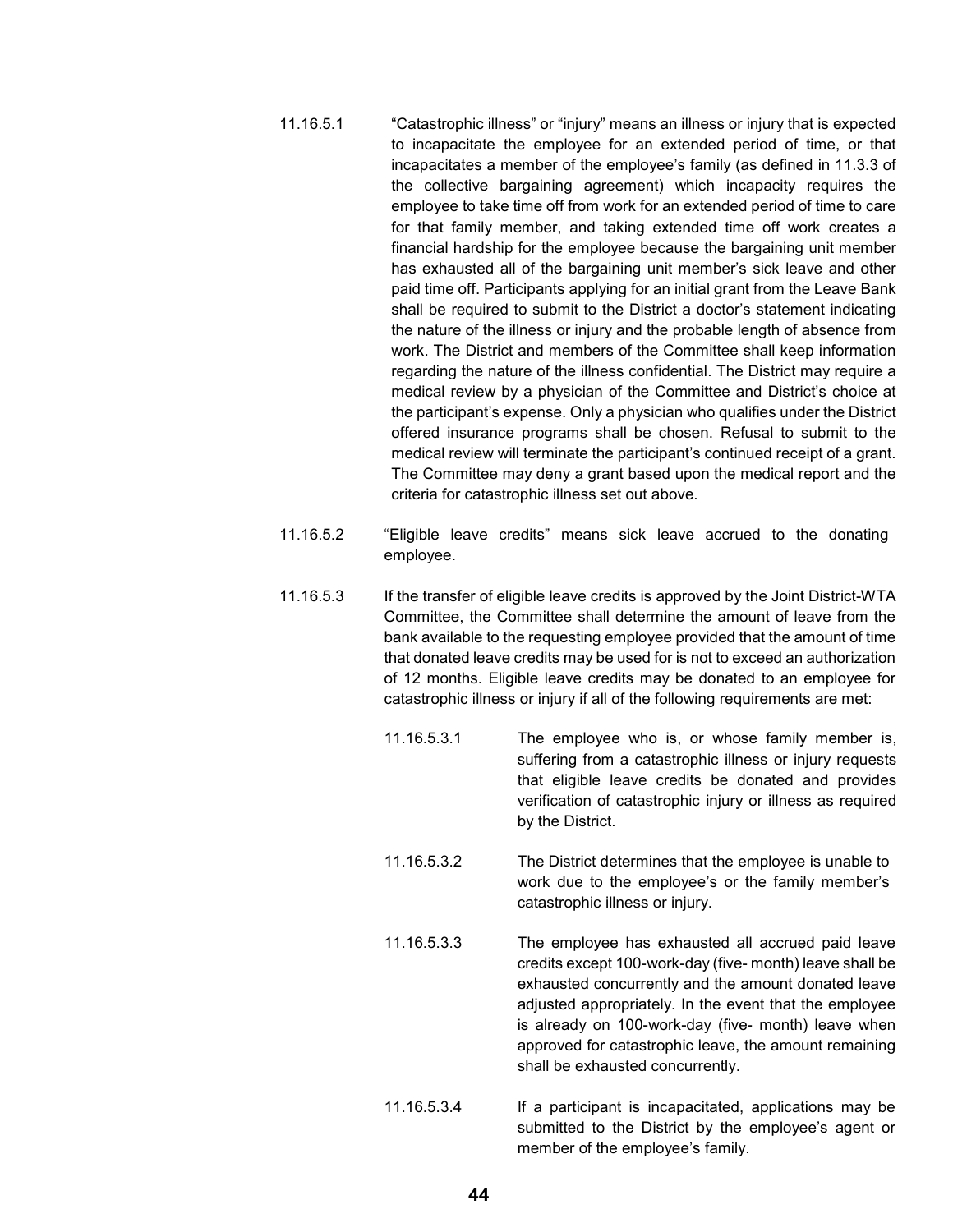11.16.5.1 "Catastrophic illness" or "injury" means an illness or injury that is expected to incapacitate the employee for an extended period of time, or that incapacitates a member of the employee's family (as defined in 11.3.3 of the collective bargaining agreement) which incapacity requires the employee to take time off from work for an extended period of time to care for that family member, and taking extended time off work creates a financial hardship for the employee because the bargaining unit member has exhausted all of the bargaining unit member's sick leave and other paid time off. Participants applying for an initial grant from the Leave Bank shall be required to submit to the District a doctor's statement indicating the nature of the illness or injury and the probable length of absence from work. The District and members of the Committee shall keep information regarding the nature of the illness confidential. The District may require a medical review by a physician of the Committee and District's choice at the participant's expense. Only a physician who qualifies under the District offered insurance programs shall be chosen. Refusal to submit to the medical review will terminate the participant's continued receipt of a grant. The Committee may deny a grant based upon the medical report and the criteria for catastrophic illness set out above.

11.16.5.2 "Eligible leave credits" means sick leave accrued to the donating employee.

11.16.5.3 If the transfer of eligible leave credits is approved by the Joint District-WTA Committee, the Committee shall determine the amount of leave from the bank available to the requesting employee provided that the amount of time that donated leave credits may be used for is not to exceed an authorization of 12 months. Eligible leave credits may be donated to an employee for catastrophic illness or injury if all of the following requirements are met:

11.16.5.3.1 The employee who is, or whose family member is, suffering from a catastrophic illness or injury requests that eligible leave credits be donated and provides verification of catastrophic injury or illness as required by the District.

11.16.5.3.2 The District determines that the employee is unable to work due to the employee's or the family member's catastrophic illness or injury.

11.16.5.3.3 The employee has exhausted all accrued paid leave credits except 100-work-day (five- month) leave shall be exhausted concurrently and the amount donated leave adjusted appropriately. In the event that the employee is already on 100-work-day (five- month) leave when approved for catastrophic leave, the amount remaining shall be exhausted concurrently.

11.16.5.3.4 If a participant is incapacitated, applications may be submitted to the District by the employee's agent or member of the employee's family.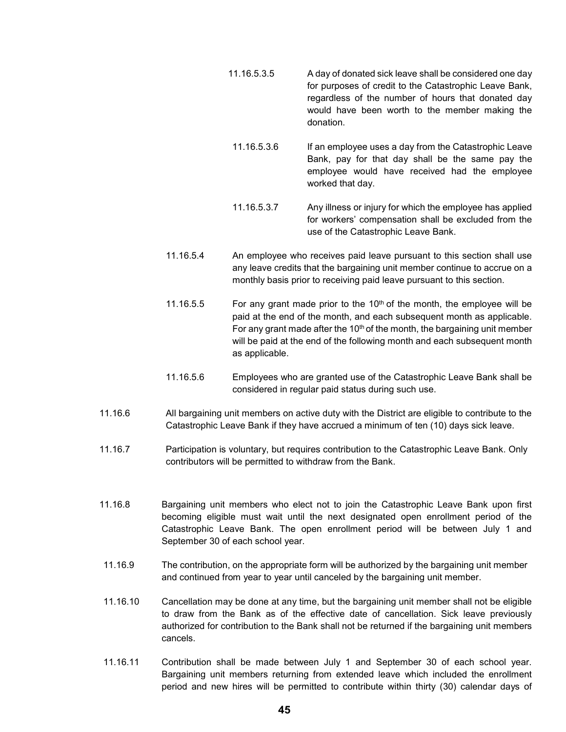11.16.5.3.5 A day of donated sick leave shall be considered one day for purposes of credit to the Catastrophic Leave Bank, regardless of the number of hours that donated day would have been worth to the member making the donation.

11.16.5.3.6 If an employee uses a day from the Catastrophic Leave Bank, pay for that day shall be the same pay the employee would have received had the employee worked that day.

11.16.5.3.7 Any illness or injury for which the employee has applied for workers' compensation shall be excluded from the use of the Catastrophic Leave Bank.

11.16.5.4 An employee who receives paid leave pursuant to this section shall use any leave credits that the bargaining unit member continue to accrue on a monthly basis prior to receiving paid leave pursuant to this section.

11.16.5.5 For any grant made prior to the 10th of the month, the employee will be paid at the end of the month, and each subsequent month as applicable. For any grant made after the 10th of the month, the bargaining unit member will be paid at the end of the following month and each subsequent month as applicable.

11.16.5.6 Employees who are granted use of the Catastrophic Leave Bank shall be considered in regular paid status during such use.

11.16.6 All bargaining unit members on active duty with the District are eligible to contribute to the Catastrophic Leave Bank if they have accrued a minimum of ten (10) days sick leave.

11.16.7 Participation is voluntary, but requires contribution to the Catastrophic Leave Bank. Only contributors will be permitted to withdraw from the Bank.

11.16.8 Bargaining unit members who elect not to join the Catastrophic Leave Bank upon first becoming eligible must wait until the next designated open enrollment period of the Catastrophic Leave Bank. The open enrollment period will be between July 1 and September 30 of each school year.

11.16.9 The contribution, on the appropriate form will be authorized by the bargaining unit member and continued from year to year until canceled by the bargaining unit member.

11.16.10 Cancellation may be done at any time, but the bargaining unit member shall not be eligible to draw from the Bank as of the effective date of cancellation. Sick leave previously authorized for contribution to the Bank shall not be returned if the bargaining unit members cancels.

11.16.11 Contribution shall be made between July 1 and September 30 of each school year. Bargaining unit members returning from extended leave which included the enrollment period and new hires will be permitted to contribute within thirty (30) calendar days of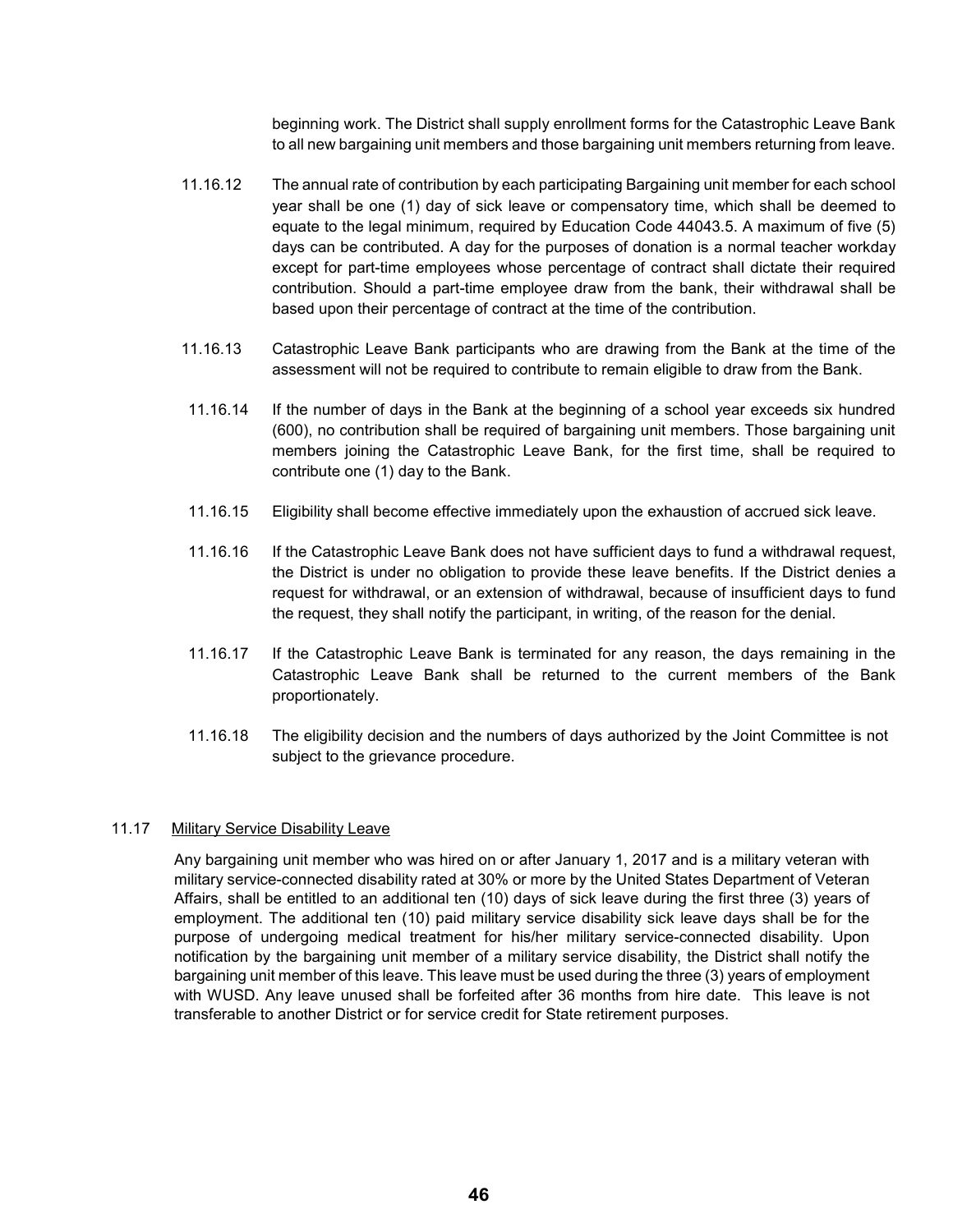beginning work. The District shall supply enrollment forms for the Catastrophic Leave Bank to all new bargaining unit members and those bargaining unit members returning from leave.

11.16.12 The annual rate of contribution by each participating Bargaining unit member for each school year shall be one (1) day of sick leave or compensatory time, which shall be deemed to equate to the legal minimum, required by Education Code 44043.5. A maximum of five (5) days can be contributed. A day for the purposes of donation is a normal teacher workday except for part-time employees whose percentage of contract shall dictate their required contribution. Should a part-time employee draw from the bank, their withdrawal shall be based upon their percentage of contract at the time of the contribution.

11.16.13 Catastrophic Leave Bank participants who are drawing from the Bank at the time of the assessment will not be required to contribute to remain eligible to draw from the Bank.

11.16.14 If the number of days in the Bank at the beginning of a school year exceeds six hundred (600), no contribution shall be required of bargaining unit members. Those bargaining unit members joining the Catastrophic Leave Bank, for the first time, shall be required to contribute one (1) day to the Bank.

11.16.15 Eligibility shall become effective immediately upon the exhaustion of accrued sick leave.

11.16.16 If the Catastrophic Leave Bank does not have sufficient days to fund a withdrawal request, the District is under no obligation to provide these leave benefits. If the District denies a request for withdrawal, or an extension of withdrawal, because of insufficient days to fund the request, they shall notify the participant, in writing, of the reason for the denial.

11.16.17 If the Catastrophic Leave Bank is terminated for any reason, the days remaining in the Catastrophic Leave Bank shall be returned to the current members of the Bank proportionately.

11.16.18 The eligibility decision and the numbers of days authorized by the Joint Committee is not subject to the grievance procedure.

11.17 <u>Military Service Disability Leave</u>

Any bargaining unit member who was hired on or after January 1, 2017 and is a military veteran with military service-connected disability rated at 30% or more by the United States Department of Veteran Affairs, shall be entitled to an additional ten (10) days of sick leave during the first three (3) years of employment. The additional ten (10) paid military service disability sick leave days shall be for the purpose of undergoing medical treatment for his/her military service-connected disability. Upon notification by the bargaining unit member of a military service disability, the District shall notify the bargaining unit member of this leave. This leave must be used during the three (3) years of employment with WUSD. Any leave unused shall be forfeited after 36 months from hire date. This leave is not transferable to another District or for service credit for State retirement purposes.